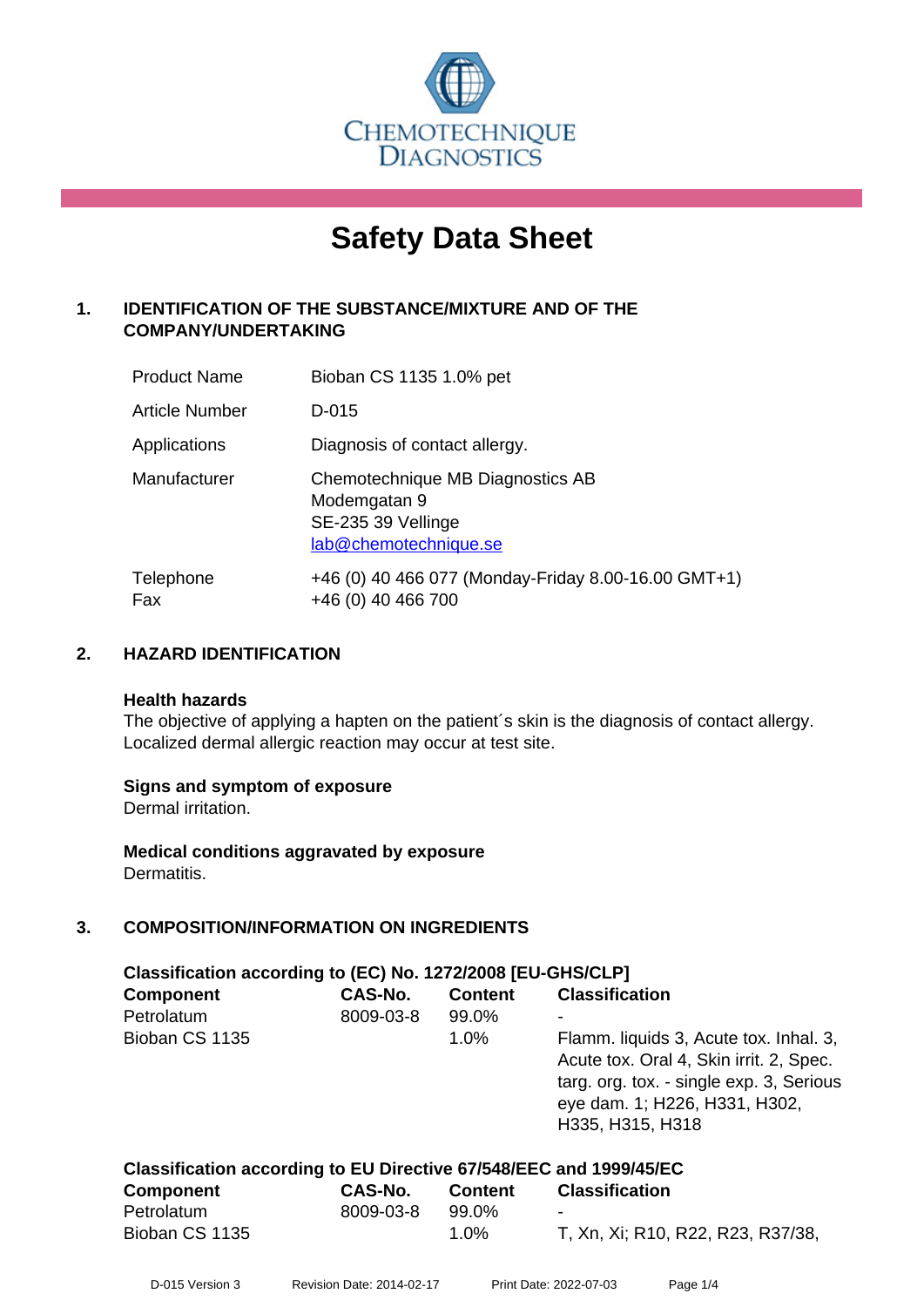# Safety Data Sheet

## 1. IDENTIFICATION OF THE SUBSTANCE/MIXTURE AND OF THE COMPANY/UNDERTAKING

| | |
|---|---|
| Product Name | Bioban CS 1135 1.0% pet |
| Article Number | D-015 |
| Applications | Diagnosis of contact allergy. |
| Manufacturer | Chemotechnique MB Diagnostics AB<br>Modemgatan 9<br>SE-235 39 Vellinge<br>lab@chemotechnique.se |
| Telephone<br>Fax | +46 (0) 40 466 077 (Monday-Friday 8.00-16.00 GMT+1)<br>+46 (0) 40 466 700 |

## 2. HAZARD IDENTIFICATION

**Health hazards**
The objective of applying a hapten on the patient´s skin is the diagnosis of contact allergy. Localized dermal allergic reaction may occur at test site.

**Signs and symptom of exposure**
Dermal irritation.

**Medical conditions aggravated by exposure**
Dermatitis.

## 3. COMPOSITION/INFORMATION ON INGREDIENTS

**Classification according to (EC) No. 1272/2008 [EU-GHS/CLP]**

| Component | CAS-No. | Content | Classification |
|---|---|---|---|
| Petrolatum | 8009-03-8 | 99.0% | - |
| Bioban CS 1135 | | 1.0% | Flamm. liquids 3, Acute tox. Inhal. 3, Acute tox. Oral 4, Skin irrit. 2, Spec. targ. org. tox. - single exp. 3, Serious eye dam. 1; H226, H331, H302, H335, H315, H318 |

**Classification according to EU Directive 67/548/EEC and 1999/45/EC**

| Component | CAS-No. | Content | Classification |
|---|---|---|---|
| Petrolatum | 8009-03-8 | 99.0% | - |
| Bioban CS 1135 | | 1.0% | T, Xn, Xi; R10, R22, R23, R37/38, |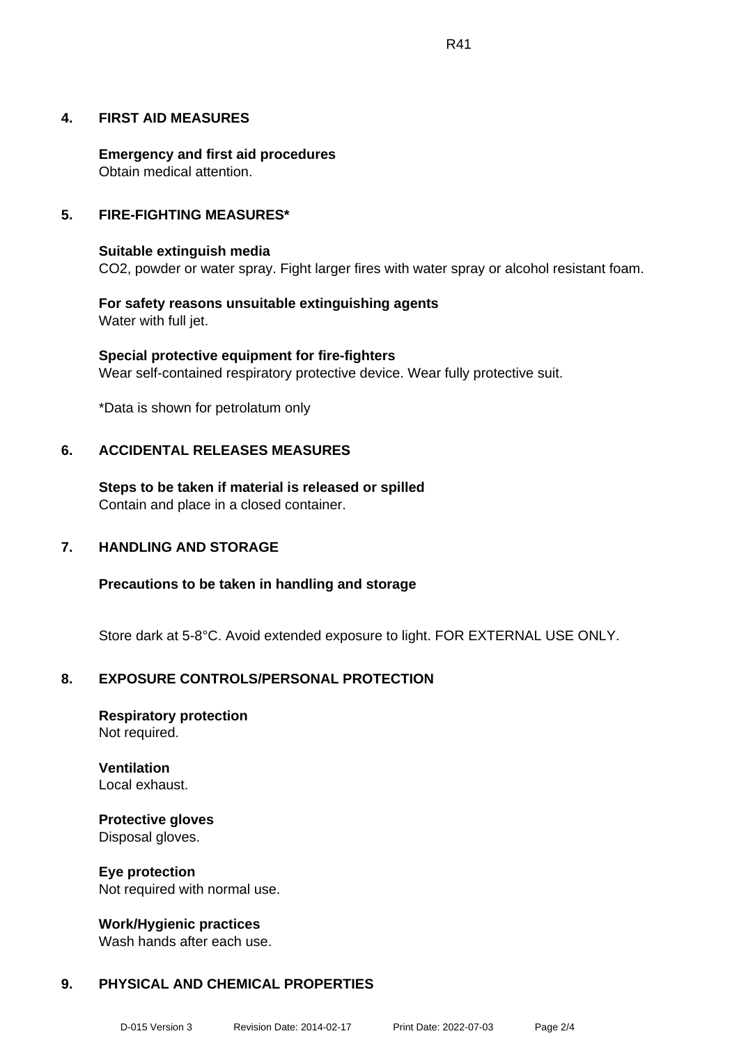R41

## 4. FIRST AID MEASURES

**Emergency and first aid procedures**
Obtain medical attention.

## 5. FIRE-FIGHTING MEASURES*

**Suitable extinguish media**
$CO_2$, powder or water spray. Fight larger fires with water spray or alcohol resistant foam.

**For safety reasons unsuitable extinguishing agents**
Water with full jet.

**Special protective equipment for fire-fighters**
Wear self-contained respiratory protective device. Wear fully protective suit.

*Data is shown for petrolatum only

## 6. ACCIDENTAL RELEASES MEASURES

**Steps to be taken if material is released or spilled**
Contain and place in a closed container.

## 7. HANDLING AND STORAGE

**Precautions to be taken in handling and storage**

Store dark at 5-8°C. Avoid extended exposure to light. FOR EXTERNAL USE ONLY.

## 8. EXPOSURE CONTROLS/PERSONAL PROTECTION

**Respiratory protection**
Not required.

**Ventilation**
Local exhaust.

**Protective gloves**
Disposal gloves.

**Eye protection**
Not required with normal use.

**Work/Hygienic practices**
Wash hands after each use.

## 9. PHYSICAL AND CHEMICAL PROPERTIES

D-015 Version 3 Revision Date: 2014-02-17 Print Date: 2022-07-03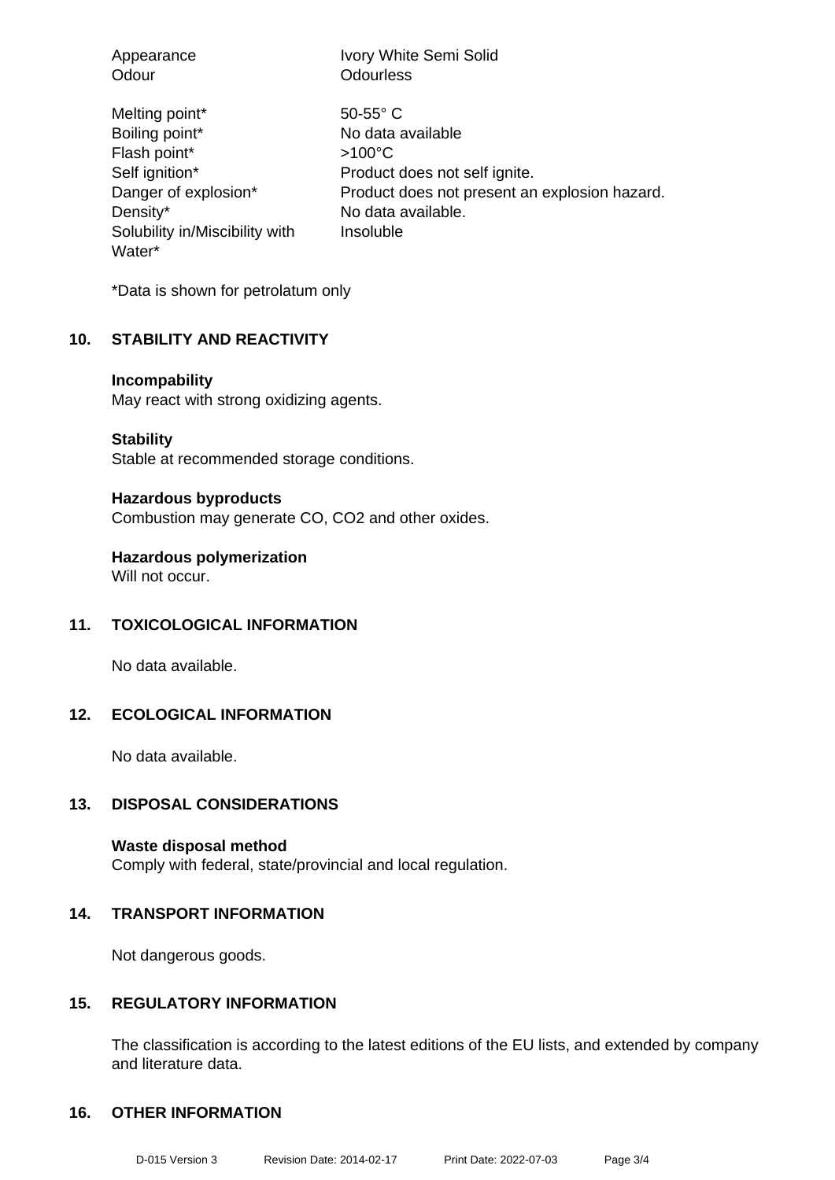| | |
|---|---|
| Appearance | Ivory White Semi Solid |
| Odour | Odourless |
| Melting point* | 50-55° C |
| Boiling point* | No data available |
| Flash point* | >100°C |
| Self ignition* | Product does not self ignite. |
| Danger of explosion* | Product does not present an explosion hazard. |
| Density* | No data available. |
| Solubility in/Miscibility with Water* | Insoluble |

*Data is shown for petrolatum only

## 10. STABILITY AND REACTIVITY

**Incompability**
May react with strong oxidizing agents.

**Stability**
Stable at recommended storage conditions.

**Hazardous byproducts**
Combustion may generate CO, CO2 and other oxides.

**Hazardous polymerization**
Will not occur.

## 11. TOXICOLOGICAL INFORMATION

No data available.

## 12. ECOLOGICAL INFORMATION

No data available.

## 13. DISPOSAL CONSIDERATIONS

**Waste disposal method**
Comply with federal, state/provincial and local regulation.

## 14. TRANSPORT INFORMATION

Not dangerous goods.

## 15. REGULATORY INFORMATION

The classification is according to the latest editions of the EU lists, and extended by company and literature data.

## 16. OTHER INFORMATION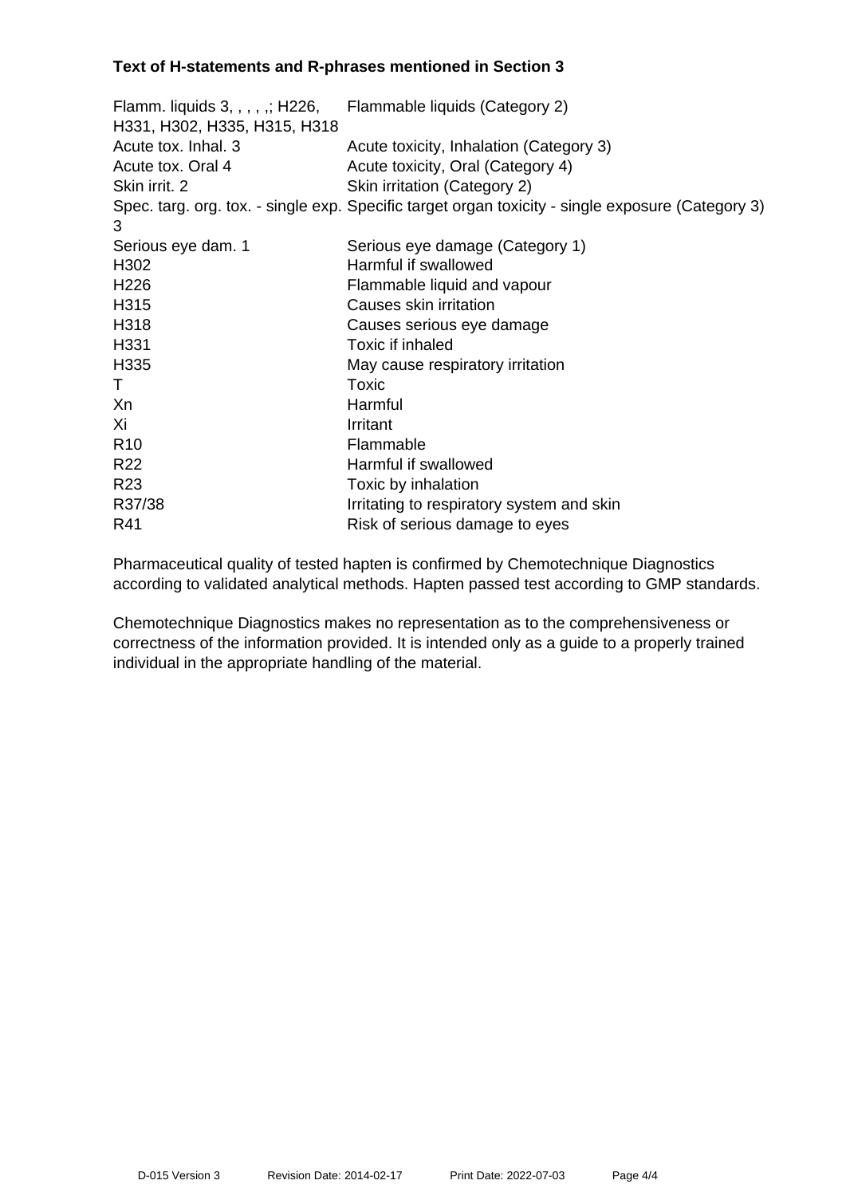**Text of H-statements and R-phrases mentioned in Section 3**

| | |
|---|---|
| Flamm. liquids 3, , , , ,; H226, H331, H302, H335, H315, H318 | Flammable liquids (Category 2) |
| Acute tox. Inhal. 3 | Acute toxicity, Inhalation (Category 3) |
| Acute tox. Oral 4 | Acute toxicity, Oral (Category 4) |
| Skin irrit. 2 | Skin irritation (Category 2) |
| Spec. targ. org. tox. - single exp. 3 | Specific target organ toxicity - single exposure (Category 3) |
| Serious eye dam. 1 | Serious eye damage (Category 1) |
| H302 | Harmful if swallowed |
| H226 | Flammable liquid and vapour |
| H315 | Causes skin irritation |
| H318 | Causes serious eye damage |
| H331 | Toxic if inhaled |
| H335 | May cause respiratory irritation |
| T | Toxic |
| Xn | Harmful |
| Xi | Irritant |
| R10 | Flammable |
| R22 | Harmful if swallowed |
| R23 | Toxic by inhalation |
| R37/38 | Irritating to respiratory system and skin |
| R41 | Risk of serious damage to eyes |

Pharmaceutical quality of tested hapten is confirmed by Chemotechnique Diagnostics according to validated analytical methods. Hapten passed test according to GMP standards.

Chemotechnique Diagnostics makes no representation as to the comprehensiveness or correctness of the information provided. It is intended only as a guide to a properly trained individual in the appropriate handling of the material.

D-015 Version 3 Revision Date: 2014-02-17 Print Date: 2022-07-03